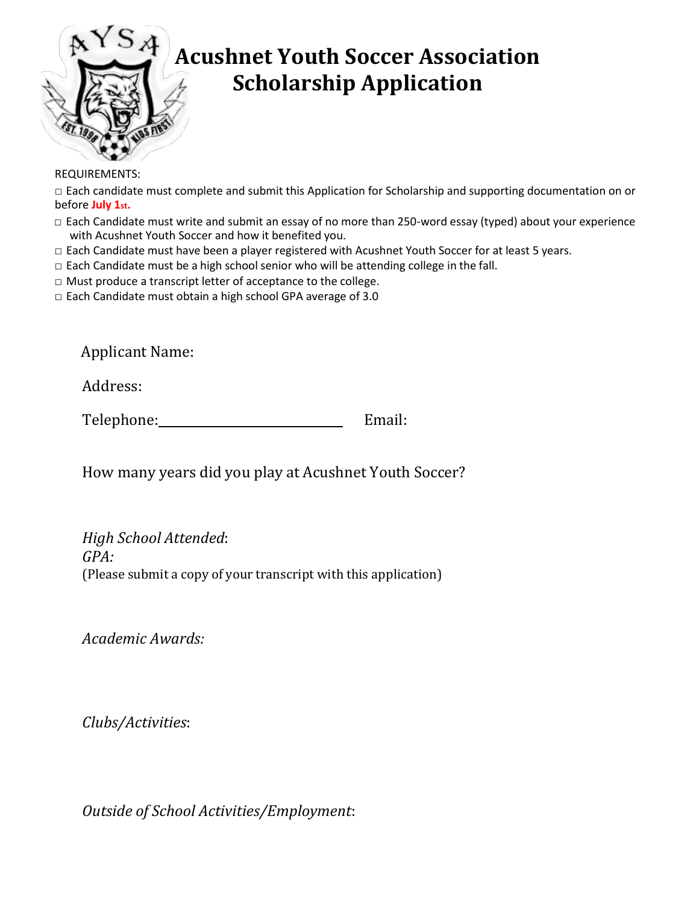# Acushnet Youth Soccer Association Scholarship Application

REQUIREMENTS:

- □ Each candidate must complete and submit this Application for Scholarship and supporting documentation on or before **July 1st.**
- □ Each Candidate must write and submit an essay of no more than 250-word essay (typed) about your experience with Acushnet Youth Soccer and how it benefited you.
- □ Each Candidate must have been a player registered with Acushnet Youth Soccer for at least 5 years.
- □ Each Candidate must be a high school senior who will be attending college in the fall.
- □ Must produce a transcript letter of acceptance to the college.
- □ Each Candidate must obtain a high school GPA average of 3.0

Applicant Name:

Address:

Telephone:\_\_\_\_\_\_\_\_\_\_\_\_\_\_\_\_\_\_\_\_\_\_\_\_\_\_ Email:

How many years did you play at Acushnet Youth Soccer?

*High School Attended*:

*GPA:*

(Please submit a copy of your transcript with this application)

*Academic Awards:*

*Clubs/Activities*:

*Outside of School Activities/Employment*: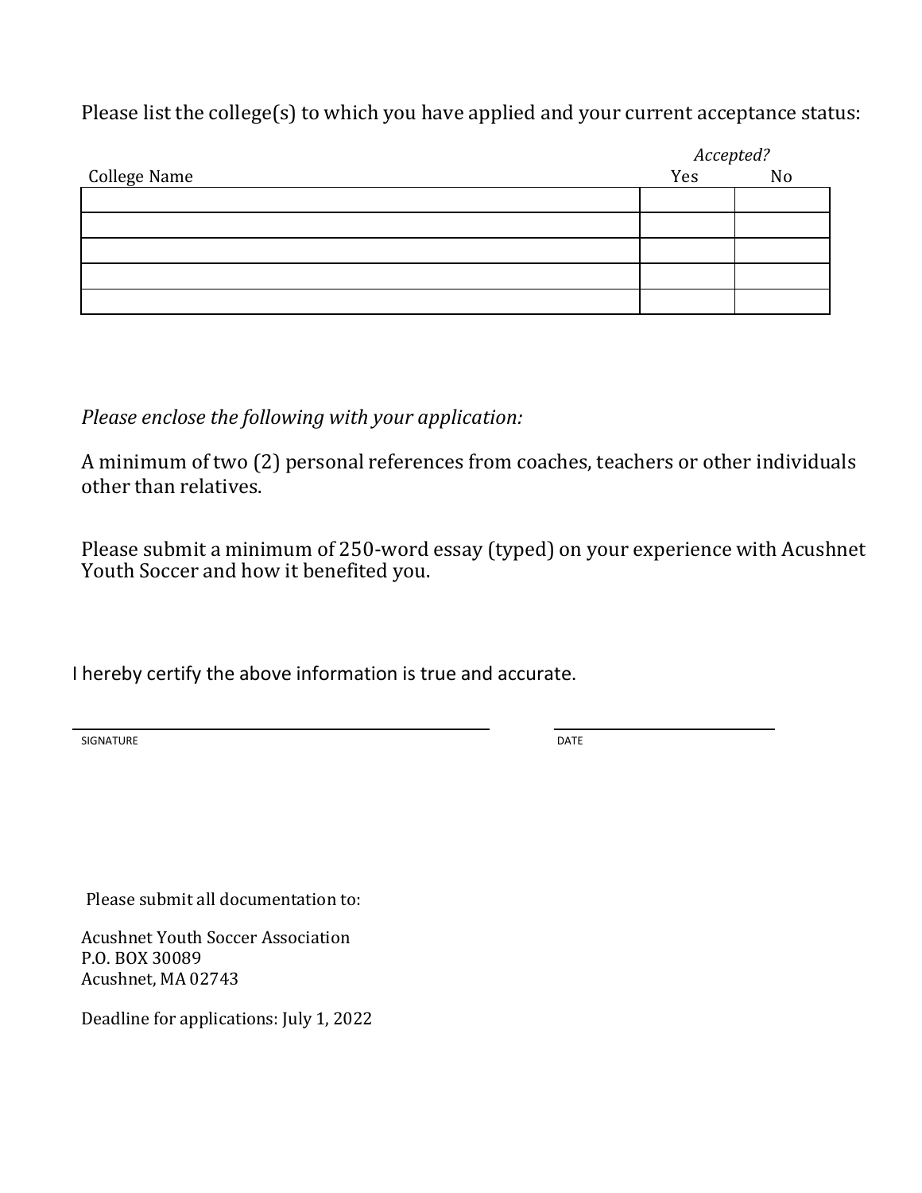Please list the college(s) to which you have applied and your current acceptance status:

| College Name | Accepted? Yes | No |
|---|---|---|
| | | |
| | | |
| | | |
| | | |
| | | |

*Please enclose the following with your application:*

A minimum of two (2) personal references from coaches, teachers or other individuals other than relatives.

Please submit a minimum of 250-word essay (typed) on your experience with Acushnet Youth Soccer and how it benefited you.

I hereby certify the above information is true and accurate.

SIGNATURE ______________________ DATE ______________

Please submit all documentation to:

Acushnet Youth Soccer Association
P.O. BOX 30089
Acushnet, MA 02743

Deadline for applications: July 1, 2022